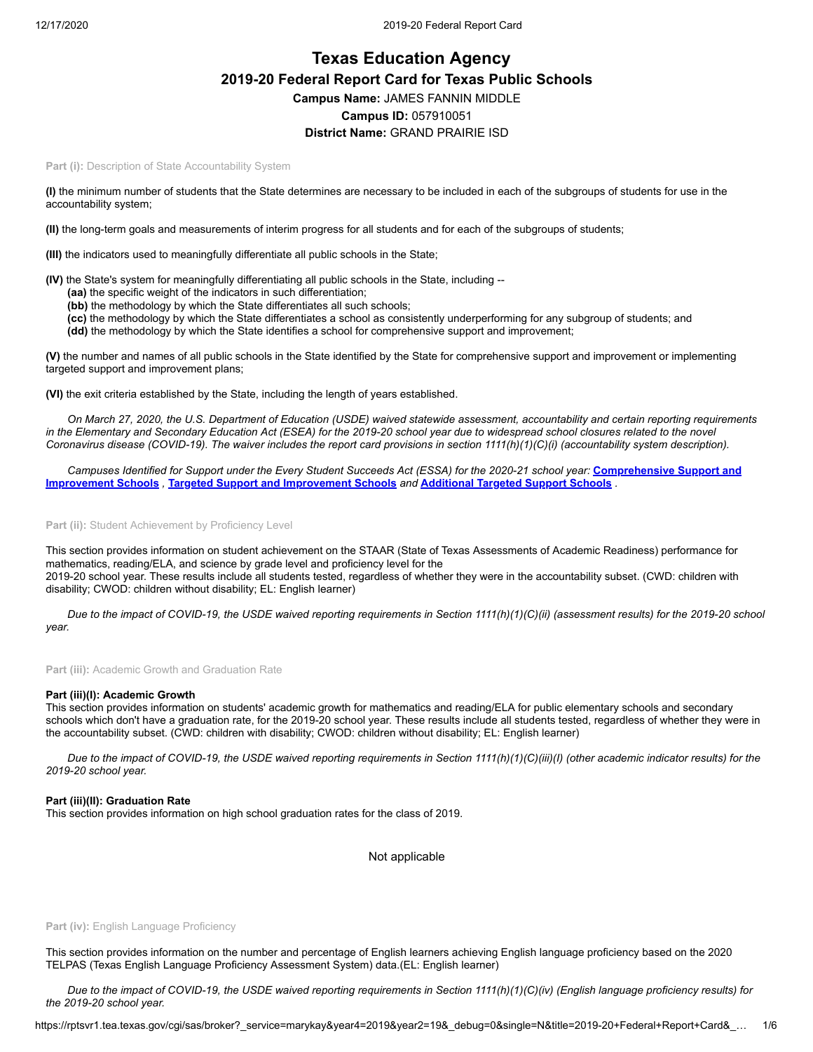# Texas Education Agency

## 2019-20 Federal Report Card for Texas Public Schools

**Campus Name:** JAMES FANNIN MIDDLE

**Campus ID:** 057910051

**District Name:** GRAND PRAIRIE ISD

**Part (i):** Description of State Accountability System

**(I)** the minimum number of students that the State determines are necessary to be included in each of the subgroups of students for use in the accountability system;

**(II)** the long-term goals and measurements of interim progress for all students and for each of the subgroups of students;

**(III)** the indicators used to meaningfully differentiate all public schools in the State;

**(IV)** the State's system for meaningfully differentiating all public schools in the State, including --
- **(aa)** the specific weight of the indicators in such differentiation;
- **(bb)** the methodology by which the State differentiates all such schools;
- **(cc)** the methodology by which the State differentiates a school as consistently underperforming for any subgroup of students; and
- **(dd)** the methodology by which the State identifies a school for comprehensive support and improvement;

**(V)** the number and names of all public schools in the State identified by the State for comprehensive support and improvement or implementing targeted support and improvement plans;

**(VI)** the exit criteria established by the State, including the length of years established.

*On March 27, 2020, the U.S. Department of Education (USDE) waived statewide assessment, accountability and certain reporting requirements in the Elementary and Secondary Education Act (ESEA) for the 2019-20 school year due to widespread school closures related to the novel Coronavirus disease (COVID-19). The waiver includes the report card provisions in section 1111(h)(1)(C)(i) (accountability system description).*

*Campuses Identified for Support under the Every Student Succeeds Act (ESSA) for the 2020-21 school year:* **Comprehensive Support and Improvement Schools** *,* **Targeted Support and Improvement Schools** *and* **Additional Targeted Support Schools** *.*

**Part (ii):** Student Achievement by Proficiency Level

This section provides information on student achievement on the STAAR (State of Texas Assessments of Academic Readiness) performance for mathematics, reading/ELA, and science by grade level and proficiency level for the 2019-20 school year. These results include all students tested, regardless of whether they were in the accountability subset. (CWD: children with disability; CWOD: children without disability; EL: English learner)

*Due to the impact of COVID-19, the USDE waived reporting requirements in Section 1111(h)(1)(C)(ii) (assessment results) for the 2019-20 school year.*

**Part (iii):** Academic Growth and Graduation Rate

### Part (iii)(I): Academic Growth

This section provides information on students' academic growth for mathematics and reading/ELA for public elementary schools and secondary schools which don't have a graduation rate, for the 2019-20 school year. These results include all students tested, regardless of whether they were in the accountability subset. (CWD: children with disability; CWOD: children without disability; EL: English learner)

*Due to the impact of COVID-19, the USDE waived reporting requirements in Section 1111(h)(1)(C)(iii)(I) (other academic indicator results) for the 2019-20 school year.*

### Part (iii)(II): Graduation Rate

This section provides information on high school graduation rates for the class of 2019.

Not applicable

**Part (iv):** English Language Proficiency

This section provides information on the number and percentage of English learners achieving English language proficiency based on the 2020 TELPAS (Texas English Language Proficiency Assessment System) data.(EL: English learner)

*Due to the impact of COVID-19, the USDE waived reporting requirements in Section 1111(h)(1)(C)(iv) (English language proficiency results) for the 2019-20 school year.*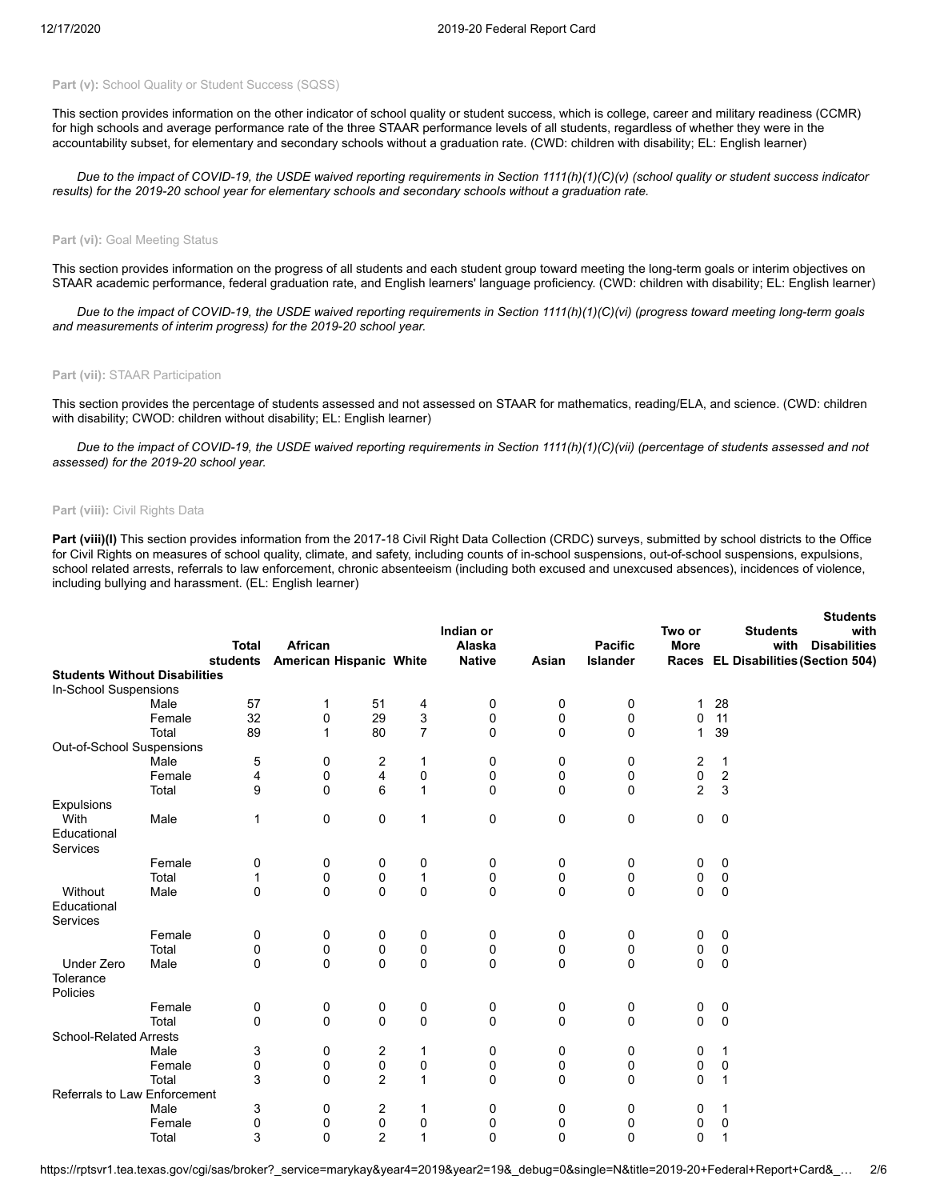**Part (v):** School Quality or Student Success (SQSS)

This section provides information on the other indicator of school quality or student success, which is college, career and military readiness (CCMR) for high schools and average performance rate of the three STAAR performance levels of all students, regardless of whether they were in the accountability subset, for elementary and secondary schools without a graduation rate. (CWD: children with disability; EL: English learner)

*Due to the impact of COVID-19, the USDE waived reporting requirements in Section 1111(h)(1)(C)(v) (school quality or student success indicator results) for the 2019-20 school year for elementary schools and secondary schools without a graduation rate.*

**Part (vi):** Goal Meeting Status

This section provides information on the progress of all students and each student group toward meeting the long-term goals or interim objectives on STAAR academic performance, federal graduation rate, and English learners' language proficiency. (CWD: children with disability; EL: English learner)

*Due to the impact of COVID-19, the USDE waived reporting requirements in Section 1111(h)(1)(C)(vi) (progress toward meeting long-term goals and measurements of interim progress) for the 2019-20 school year.*

**Part (vii):** STAAR Participation

This section provides the percentage of students assessed and not assessed on STAAR for mathematics, reading/ELA, and science. (CWD: children with disability; CWOD: children without disability; EL: English learner)

*Due to the impact of COVID-19, the USDE waived reporting requirements in Section 1111(h)(1)(C)(vii) (percentage of students assessed and not assessed) for the 2019-20 school year.*

**Part (viii):** Civil Rights Data

**Part (viii)(I)** This section provides information from the 2017-18 Civil Right Data Collection (CRDC) surveys, submitted by school districts to the Office for Civil Rights on measures of school quality, climate, and safety, including counts of in-school suspensions, out-of-school suspensions, expulsions, school related arrests, referrals to law enforcement, chronic absenteeism (including both excused and unexcused absences), incidences of violence, including bullying and harassment. (EL: English learner)

| | | Total students | African American | Hispanic | White | Indian or Alaska Native | Asian | Pacific Islander | Two or More Races | EL | Students with Disabilities | Students with Disabilities (Section 504) |
|---|---|---|---|---|---|---|---|---|---|---|---|---|
| **Students Without Disabilities** | | | | | | | | | | | | |
| In-School Suspensions | | | | | | | | | | | | |
| | Male | 57 | 1 | 51 | 4 | 0 | 0 | 0 | 1 | 28 | | |
| | Female | 32 | 0 | 29 | 3 | 0 | 0 | 0 | 0 | 11 | | |
| | Total | 89 | 1 | 80 | 7 | 0 | 0 | 0 | 1 | 39 | | |
| Out-of-School Suspensions | | | | | | | | | | | | |
| | Male | 5 | 0 | 2 | 1 | 0 | 0 | 0 | 2 | 1 | | |
| | Female | 4 | 0 | 4 | 0 | 0 | 0 | 0 | 0 | 2 | | |
| | Total | 9 | 0 | 6 | 1 | 0 | 0 | 0 | 2 | 3 | | |
| Expulsions | | | | | | | | | | | | |
| With Educational Services | Male | 1 | 0 | 0 | 1 | 0 | 0 | 0 | 0 | 0 | | |
| | Female | 0 | 0 | 0 | 0 | 0 | 0 | 0 | 0 | 0 | | |
| | Total | 1 | 0 | 0 | 1 | 0 | 0 | 0 | 0 | 0 | | |
| Without Educational Services | Male | 0 | 0 | 0 | 0 | 0 | 0 | 0 | 0 | 0 | | |
| | Female | 0 | 0 | 0 | 0 | 0 | 0 | 0 | 0 | 0 | | |
| | Total | 0 | 0 | 0 | 0 | 0 | 0 | 0 | 0 | 0 | | |
| Under Zero Tolerance Policies | Male | 0 | 0 | 0 | 0 | 0 | 0 | 0 | 0 | 0 | | |
| | Female | 0 | 0 | 0 | 0 | 0 | 0 | 0 | 0 | 0 | | |
| | Total | 0 | 0 | 0 | 0 | 0 | 0 | 0 | 0 | 0 | | |
| School-Related Arrests | | | | | | | | | | | | |
| | Male | 3 | 0 | 2 | 1 | 0 | 0 | 0 | 0 | 1 | | |
| | Female | 0 | 0 | 0 | 0 | 0 | 0 | 0 | 0 | 0 | | |
| | Total | 3 | 0 | 2 | 1 | 0 | 0 | 0 | 0 | 1 | | |
| Referrals to Law Enforcement | | | | | | | | | | | | |
| | Male | 3 | 0 | 2 | 1 | 0 | 0 | 0 | 0 | 1 | | |
| | Female | 0 | 0 | 0 | 0 | 0 | 0 | 0 | 0 | 0 | | |
| | Total | 3 | 0 | 2 | 1 | 0 | 0 | 0 | 0 | 1 | | |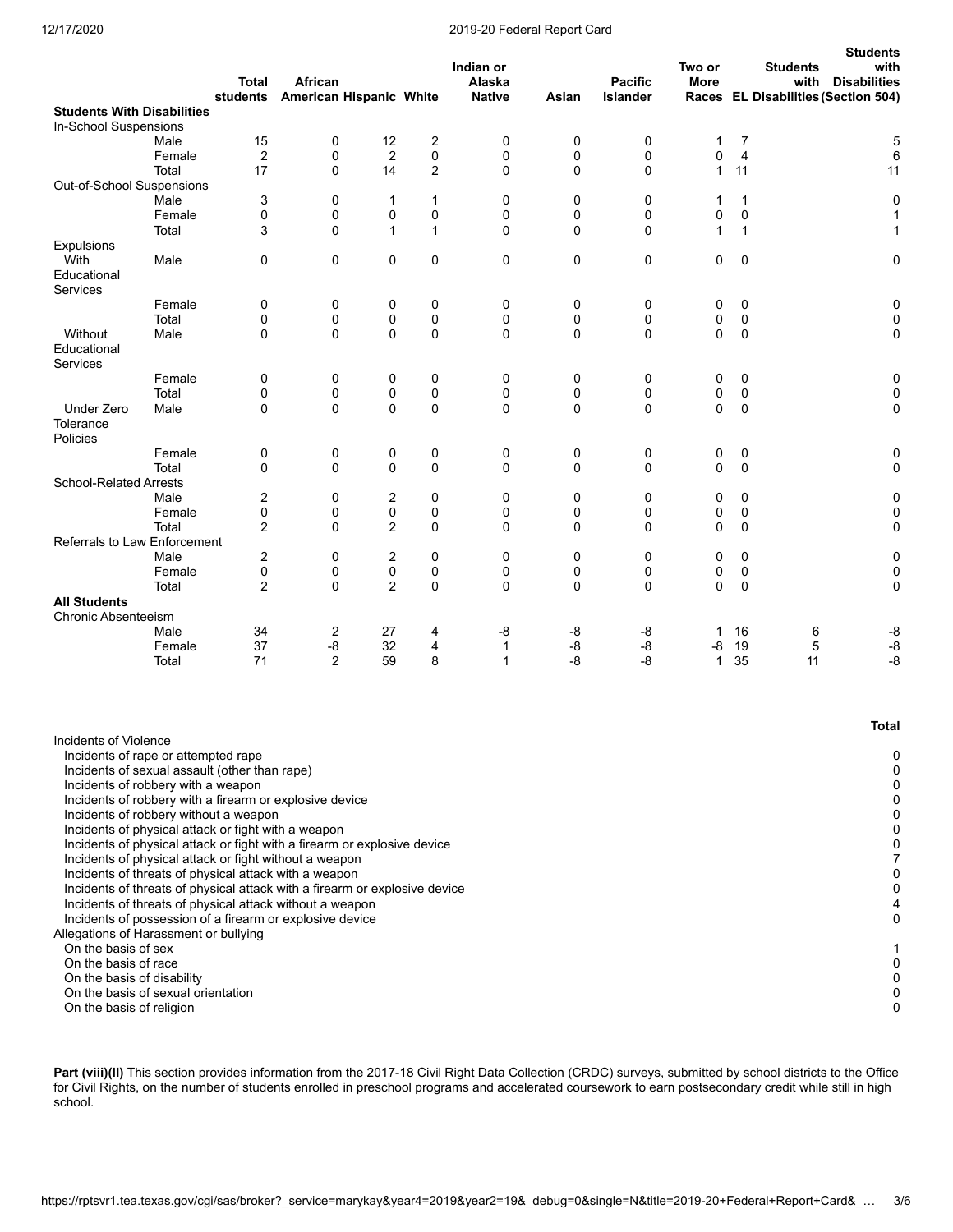| | | Total students | African American | Hispanic | White | Indian or Alaska Native | Asian | Pacific Islander | Two or More Races | EL | Students with Disabilities | Students with Disabilities (Section 504) |
|---|---|---|---|---|---|---|---|---|---|---|---|---|
| **Students With Disabilities** | | | | | | | | | | | | |
| In-School Suspensions | | | | | | | | | | | | |
| | Male | 15 | 0 | 12 | 2 | 0 | 0 | 0 | 1 | 7 | | 5 |
| | Female | 2 | 0 | 2 | 0 | 0 | 0 | 0 | 0 | 4 | | 6 |
| | Total | 17 | 0 | 14 | 2 | 0 | 0 | 0 | 1 | 11 | | 11 |
| Out-of-School Suspensions | | | | | | | | | | | | |
| | Male | 3 | 0 | 1 | 1 | 0 | 0 | 0 | 1 | 1 | | 0 |
| | Female | 0 | 0 | 0 | 0 | 0 | 0 | 0 | 0 | 0 | | 1 |
| | Total | 3 | 0 | 1 | 1 | 0 | 0 | 0 | 1 | 1 | | 1 |
| Expulsions | | | | | | | | | | | | |
| With Educational Services | Male | 0 | 0 | 0 | 0 | 0 | 0 | 0 | 0 | 0 | | 0 |
| | Female | 0 | 0 | 0 | 0 | 0 | 0 | 0 | 0 | 0 | | 0 |
| | Total | 0 | 0 | 0 | 0 | 0 | 0 | 0 | 0 | 0 | | 0 |
| Without Educational Services | Male | 0 | 0 | 0 | 0 | 0 | 0 | 0 | 0 | 0 | | 0 |
| | Female | 0 | 0 | 0 | 0 | 0 | 0 | 0 | 0 | 0 | | 0 |
| | Total | 0 | 0 | 0 | 0 | 0 | 0 | 0 | 0 | 0 | | 0 |
| Under Zero Tolerance Policies | Male | 0 | 0 | 0 | 0 | 0 | 0 | 0 | 0 | 0 | | 0 |
| | Female | 0 | 0 | 0 | 0 | 0 | 0 | 0 | 0 | 0 | | 0 |
| | Total | 0 | 0 | 0 | 0 | 0 | 0 | 0 | 0 | 0 | | 0 |
| School-Related Arrests | | | | | | | | | | | | |
| | Male | 2 | 0 | 2 | 0 | 0 | 0 | 0 | 0 | 0 | | 0 |
| | Female | 0 | 0 | 0 | 0 | 0 | 0 | 0 | 0 | 0 | | 0 |
| | Total | 2 | 0 | 2 | 0 | 0 | 0 | 0 | 0 | 0 | | 0 |
| Referrals to Law Enforcement | | | | | | | | | | | | |
| | Male | 2 | 0 | 2 | 0 | 0 | 0 | 0 | 0 | 0 | | 0 |
| | Female | 0 | 0 | 0 | 0 | 0 | 0 | 0 | 0 | 0 | | 0 |
| | Total | 2 | 0 | 2 | 0 | 0 | 0 | 0 | 0 | 0 | | 0 |
| **All Students** | | | | | | | | | | | | |
| Chronic Absenteeism | | | | | | | | | | | | |
| | Male | 34 | 2 | 27 | 4 | -8 | -8 | -8 | 1 | 16 | 6 | -8 |
| | Female | 37 | -8 | 32 | 4 | 1 | -8 | -8 | -8 | 19 | 5 | -8 |
| | Total | 71 | 2 | 59 | 8 | 1 | -8 | -8 | 1 | 35 | 11 | -8 |

| | Total |
|---|---|
| Incidents of Violence | |
| Incidents of rape or attempted rape | 0 |
| Incidents of sexual assault (other than rape) | 0 |
| Incidents of robbery with a weapon | 0 |
| Incidents of robbery with a firearm or explosive device | 0 |
| Incidents of robbery without a weapon | 0 |
| Incidents of physical attack or fight with a weapon | 0 |
| Incidents of physical attack or fight with a firearm or explosive device | 0 |
| Incidents of physical attack or fight without a weapon | 7 |
| Incidents of threats of physical attack with a weapon | 0 |
| Incidents of threats of physical attack with a firearm or explosive device | 0 |
| Incidents of threats of physical attack without a weapon | 4 |
| Incidents of possession of a firearm or explosive device | 0 |
| Allegations of Harassment or bullying | |
| On the basis of sex | 1 |
| On the basis of race | 0 |
| On the basis of disability | 0 |
| On the basis of sexual orientation | 0 |
| On the basis of religion | 0 |

**Part (viii)(II)** This section provides information from the 2017-18 Civil Right Data Collection (CRDC) surveys, submitted by school districts to the Office for Civil Rights, on the number of students enrolled in preschool programs and accelerated coursework to earn postsecondary credit while still in high school.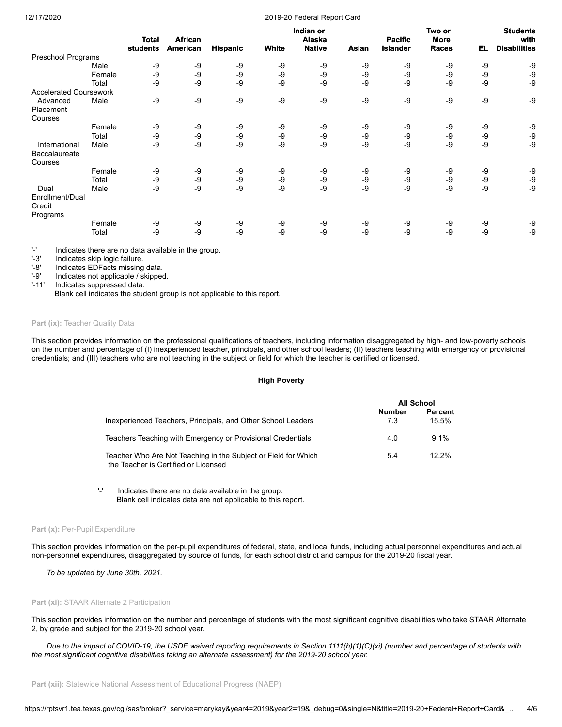| | | Total students | African American | Hispanic | White | Indian or Alaska Native | Asian | Pacific Islander | Two or More Races | EL | Students with Disabilities |
|---|---|---|---|---|---|---|---|---|---|---|---|
| Preschool Programs | | | | | | | | | | | |
| | Male | -9 | -9 | -9 | -9 | -9 | -9 | -9 | -9 | -9 | -9 |
| | Female | -9 | -9 | -9 | -9 | -9 | -9 | -9 | -9 | -9 | -9 |
| | Total | -9 | -9 | -9 | -9 | -9 | -9 | -9 | -9 | -9 | -9 |
| Accelerated Coursework | | | | | | | | | | | |
| Advanced Placement Courses | Male | -9 | -9 | -9 | -9 | -9 | -9 | -9 | -9 | -9 | -9 |
| | Female | -9 | -9 | -9 | -9 | -9 | -9 | -9 | -9 | -9 | -9 |
| | Total | -9 | -9 | -9 | -9 | -9 | -9 | -9 | -9 | -9 | -9 |
| International Baccalaureate Courses | Male | -9 | -9 | -9 | -9 | -9 | -9 | -9 | -9 | -9 | -9 |
| | Female | -9 | -9 | -9 | -9 | -9 | -9 | -9 | -9 | -9 | -9 |
| | Total | -9 | -9 | -9 | -9 | -9 | -9 | -9 | -9 | -9 | -9 |
| Dual Enrollment/Dual Credit Programs | Male | -9 | -9 | -9 | -9 | -9 | -9 | -9 | -9 | -9 | -9 |
| | Female | -9 | -9 | -9 | -9 | -9 | -9 | -9 | -9 | -9 | -9 |
| | Total | -9 | -9 | -9 | -9 | -9 | -9 | -9 | -9 | -9 | -9 |

'-' Indicates there are no data available in the group.
'-3' Indicates skip logic failure.
'-8' Indicates EDFacts missing data.
'-9' Indicates not applicable / skipped.
'-11' Indicates suppressed data.
Blank cell indicates the student group is not applicable to this report.

**Part (ix):** Teacher Quality Data

This section provides information on the professional qualifications of teachers, including information disaggregated by high- and low-poverty schools on the number and percentage of (I) inexperienced teacher, principals, and other school leaders; (II) teachers teaching with emergency or provisional credentials; and (III) teachers who are not teaching in the subject or field for which the teacher is certified or licensed.

**High Poverty**

| | All School | |
|---|---|---|
| | **Number** | **Percent** |
| Inexperienced Teachers, Principals, and Other School Leaders | 7.3 | 15.5% |
| Teachers Teaching with Emergency or Provisional Credentials | 4.0 | 9.1% |
| Teacher Who Are Not Teaching in the Subject or Field for Which the Teacher is Certified or Licensed | 5.4 | 12.2% |

'-' Indicates there are no data available in the group.
Blank cell indicates data are not applicable to this report.

**Part (x):** Per-Pupil Expenditure

This section provides information on the per-pupil expenditures of federal, state, and local funds, including actual personnel expenditures and actual non-personnel expenditures, disaggregated by source of funds, for each school district and campus for the 2019-20 fiscal year.

*To be updated by June 30th, 2021.*

**Part (xi):** STAAR Alternate 2 Participation

This section provides information on the number and percentage of students with the most significant cognitive disabilities who take STAAR Alternate 2, by grade and subject for the 2019-20 school year.

*Due to the impact of COVID-19, the USDE waived reporting requirements in Section 1111(h)(1)(C)(xi) (number and percentage of students with the most significant cognitive disabilities taking an alternate assessment) for the 2019-20 school year.*

**Part (xii):** Statewide National Assessment of Educational Progress (NAEP)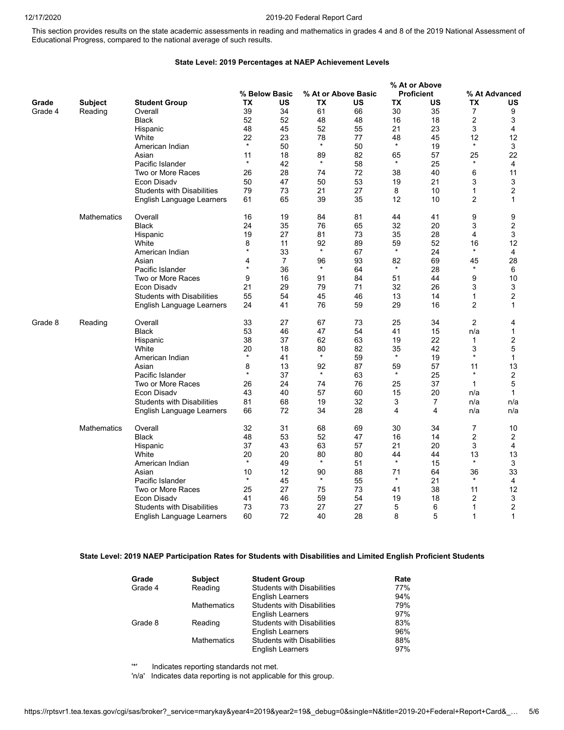This section provides results on the state academic assessments in reading and mathematics in grades 4 and 8 of the 2019 National Assessment of Educational Progress, compared to the national average of such results.

### State Level: 2019 Percentages at NAEP Achievement Levels

| | | | % Below Basic | | % At or Above Basic | | % At or Above Proficient | | % At Advanced | |
|---|---|---|---|---|---|---|---|---|---|---|
| **Grade** | **Subject** | **Student Group** | **TX** | **US** | **TX** | **US** | **TX** | **US** | **TX** | **US** |
| Grade 4 | Reading | Overall | 39 | 34 | 61 | 66 | 30 | 35 | 7 | 9 |
| | | Black | 52 | 52 | 48 | 48 | 16 | 18 | 2 | 3 |
| | | Hispanic | 48 | 45 | 52 | 55 | 21 | 23 | 3 | 4 |
| | | White | 22 | 23 | 78 | 77 | 48 | 45 | 12 | 12 |
| | | American Indian | * | 50 | * | 50 | * | 19 | * | 3 |
| | | Asian | 11 | 18 | 89 | 82 | 65 | 57 | 25 | 22 |
| | | Pacific Islander | * | 42 | * | 58 | * | 25 | * | 4 |
| | | Two or More Races | 26 | 28 | 74 | 72 | 38 | 40 | 6 | 11 |
| | | Econ Disadv | 50 | 47 | 50 | 53 | 19 | 21 | 3 | 3 |
| | | Students with Disabilities | 79 | 73 | 21 | 27 | 8 | 10 | 1 | 2 |
| | | English Language Learners | 61 | 65 | 39 | 35 | 12 | 10 | 2 | 1 |
| | Mathematics | Overall | 16 | 19 | 84 | 81 | 44 | 41 | 9 | 9 |
| | | Black | 24 | 35 | 76 | 65 | 32 | 20 | 3 | 2 |
| | | Hispanic | 19 | 27 | 81 | 73 | 35 | 28 | 4 | 3 |
| | | White | 8 | 11 | 92 | 89 | 59 | 52 | 16 | 12 |
| | | American Indian | * | 33 | * | 67 | * | 24 | * | 4 |
| | | Asian | 4 | 7 | 96 | 93 | 82 | 69 | 45 | 28 |
| | | Pacific Islander | * | 36 | * | 64 | * | 28 | * | 6 |
| | | Two or More Races | 9 | 16 | 91 | 84 | 51 | 44 | 9 | 10 |
| | | Econ Disadv | 21 | 29 | 79 | 71 | 32 | 26 | 3 | 3 |
| | | Students with Disabilities | 55 | 54 | 45 | 46 | 13 | 14 | 1 | 2 |
| | | English Language Learners | 24 | 41 | 76 | 59 | 29 | 16 | 2 | 1 |
| Grade 8 | Reading | Overall | 33 | 27 | 67 | 73 | 25 | 34 | 2 | 4 |
| | | Black | 53 | 46 | 47 | 54 | 41 | 15 | n/a | 1 |
| | | Hispanic | 38 | 37 | 62 | 63 | 19 | 22 | 1 | 2 |
| | | White | 20 | 18 | 80 | 82 | 35 | 42 | 3 | 5 |
| | | American Indian | * | 41 | * | 59 | * | 19 | * | 1 |
| | | Asian | 8 | 13 | 92 | 87 | 59 | 57 | 11 | 13 |
| | | Pacific Islander | * | 37 | * | 63 | * | 25 | * | 2 |
| | | Two or More Races | 26 | 24 | 74 | 76 | 25 | 37 | 1 | 5 |
| | | Econ Disadv | 43 | 40 | 57 | 60 | 15 | 20 | n/a | 1 |
| | | Students with Disabilities | 81 | 68 | 19 | 32 | 3 | 7 | n/a | n/a |
| | | English Language Learners | 66 | 72 | 34 | 28 | 4 | 4 | n/a | n/a |
| | Mathematics | Overall | 32 | 31 | 68 | 69 | 30 | 34 | 7 | 10 |
| | | Black | 48 | 53 | 52 | 47 | 16 | 14 | 2 | 2 |
| | | Hispanic | 37 | 43 | 63 | 57 | 21 | 20 | 3 | 4 |
| | | White | 20 | 20 | 80 | 80 | 44 | 44 | 13 | 13 |
| | | American Indian | * | 49 | * | 51 | * | 15 | * | 3 |
| | | Asian | 10 | 12 | 90 | 88 | 71 | 64 | 36 | 33 |
| | | Pacific Islander | * | 45 | * | 55 | * | 21 | * | 4 |
| | | Two or More Races | 25 | 27 | 75 | 73 | 41 | 38 | 11 | 12 |
| | | Econ Disadv | 41 | 46 | 59 | 54 | 19 | 18 | 2 | 3 |
| | | Students with Disabilities | 73 | 73 | 27 | 27 | 5 | 6 | 1 | 2 |
| | | English Language Learners | 60 | 72 | 40 | 28 | 8 | 5 | 1 | 1 |

### State Level: 2019 NAEP Participation Rates for Students with Disabilities and Limited English Proficient Students

| Grade | Subject | Student Group | Rate |
|---|---|---|---|
| Grade 4 | Reading | Students with Disabilities | 77% |
| | | English Learners | 94% |
| | Mathematics | Students with Disabilities | 79% |
| | | English Learners | 97% |
| Grade 8 | Reading | Students with Disabilities | 83% |
| | | English Learners | 96% |
| | Mathematics | Students with Disabilities | 88% |
| | | English Learners | 97% |

'*' Indicates reporting standards not met.

'n/a' Indicates data reporting is not applicable for this group.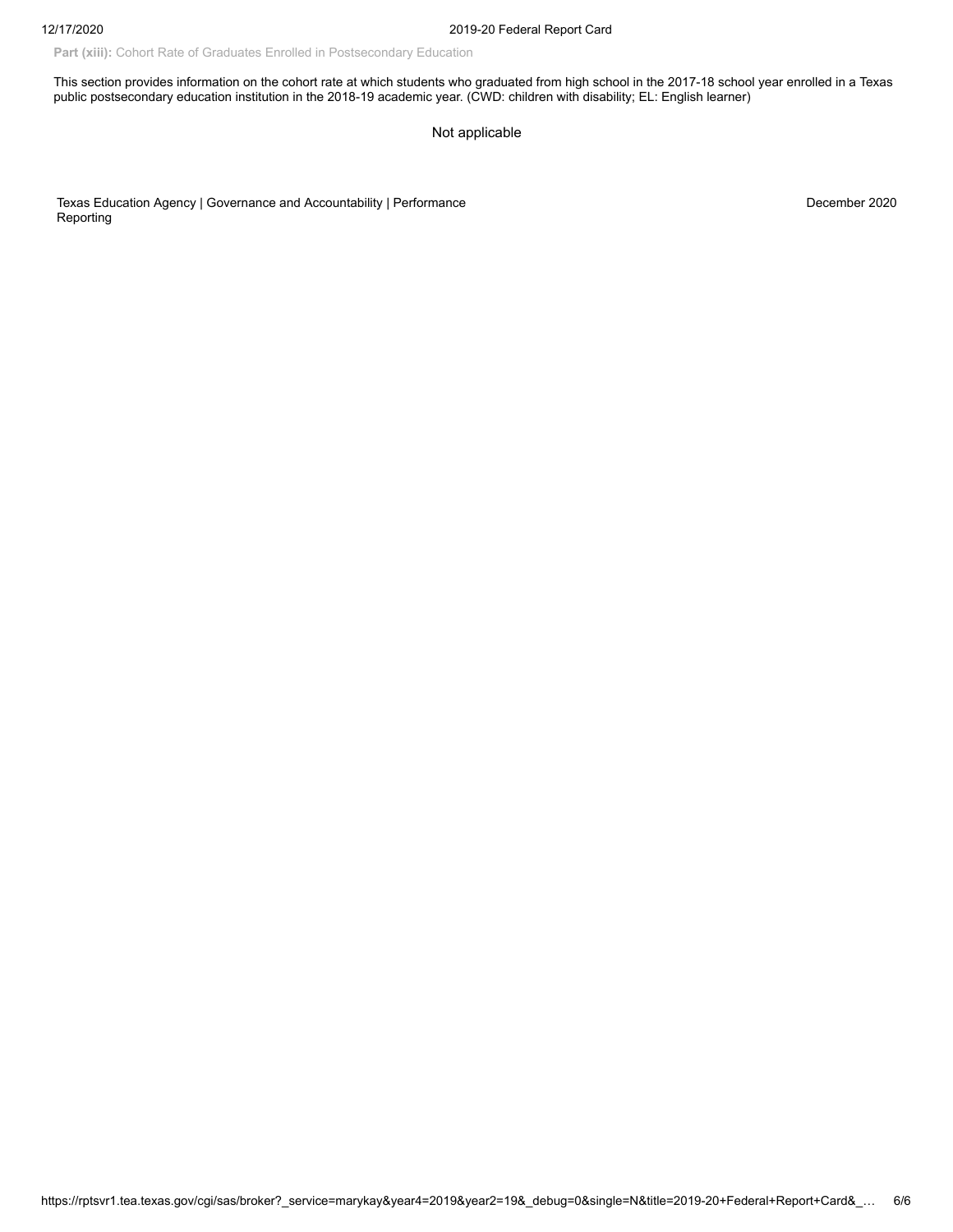**Part (xiii):** Cohort Rate of Graduates Enrolled in Postsecondary Education

This section provides information on the cohort rate at which students who graduated from high school in the 2017-18 school year enrolled in a Texas public postsecondary education institution in the 2018-19 academic year. (CWD: children with disability; EL: English learner)

Not applicable

Texas Education Agency | Governance and Accountability | Performance Reporting

December 2020